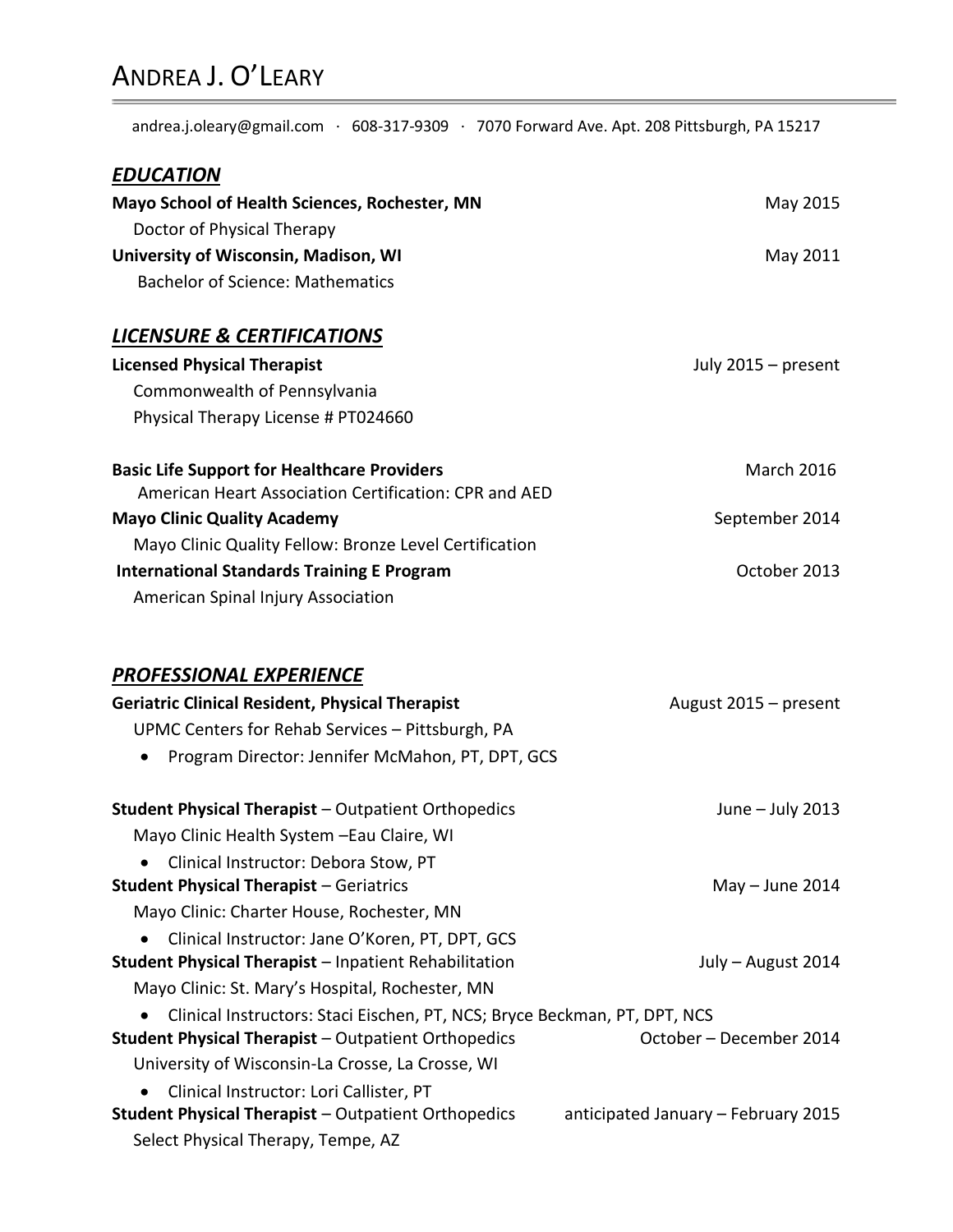# ANDREA J. O'LEARY

andrea.j.oleary@gmail.com · 608-317-9309 · 7070 Forward Ave. Apt. 208 Pittsburgh, PA 15217

## ***EDUCATION***

**Mayo School of Health Sciences, Rochester, MN** — May 2015
Doctor of Physical Therapy

**University of Wisconsin, Madison, WI** — May 2011
Bachelor of Science: Mathematics

## ***LICENSURE & CERTIFICATIONS***

**Licensed Physical Therapist** — July 2015 – present
Commonwealth of Pennsylvania
Physical Therapy License # PT024660

**Basic Life Support for Healthcare Providers** — March 2016
American Heart Association Certification: CPR and AED

**Mayo Clinic Quality Academy** — September 2014
Mayo Clinic Quality Fellow: Bronze Level Certification

**International Standards Training E Program** — October 2013
American Spinal Injury Association

## ***PROFESSIONAL EXPERIENCE***

**Geriatric Clinical Resident, Physical Therapist** — August 2015 – present
UPMC Centers for Rehab Services – Pittsburgh, PA

- Program Director: Jennifer McMahon, PT, DPT, GCS

**Student Physical Therapist** – Outpatient Orthopedics — June – July 2013
Mayo Clinic Health System –Eau Claire, WI

- Clinical Instructor: Debora Stow, PT

**Student Physical Therapist** – Geriatrics — May – June 2014
Mayo Clinic: Charter House, Rochester, MN

- Clinical Instructor: Jane O'Koren, PT, DPT, GCS

**Student Physical Therapist** – Inpatient Rehabilitation — July – August 2014
Mayo Clinic: St. Mary's Hospital, Rochester, MN

- Clinical Instructors: Staci Eischen, PT, NCS; Bryce Beckman, PT, DPT, NCS

**Student Physical Therapist** – Outpatient Orthopedics — October – December 2014
University of Wisconsin-La Crosse, La Crosse, WI

- Clinical Instructor: Lori Callister, PT

**Student Physical Therapist** – Outpatient Orthopedics — anticipated January – February 2015
Select Physical Therapy, Tempe, AZ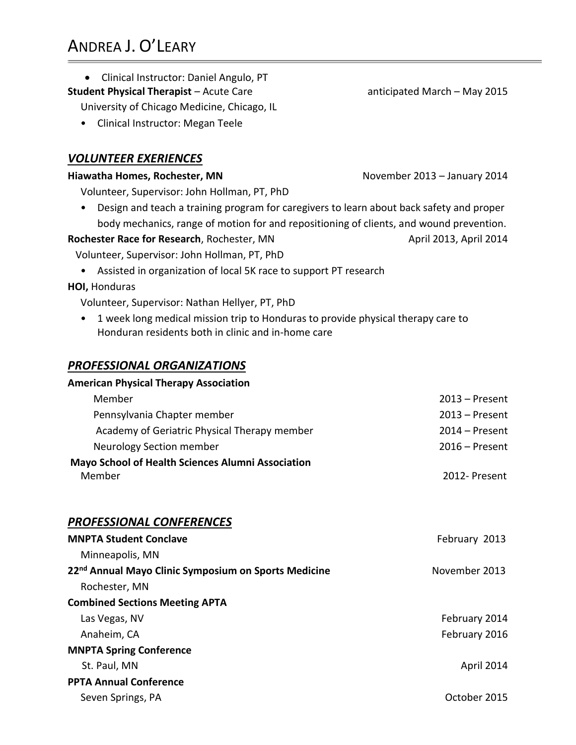- Clinical Instructor: Daniel Angulo, PT

**Student Physical Therapist** – Acute Care anticipated March – May 2015
University of Chicago Medicine, Chicago, IL

- Clinical Instructor: Megan Teele

## ***VOLUNTEER EXERIENCES***

**Hiawatha Homes, Rochester, MN** November 2013 – January 2014
Volunteer, Supervisor: John Hollman, PT, PhD

- Design and teach a training program for caregivers to learn about back safety and proper body mechanics, range of motion for and repositioning of clients, and wound prevention.

**Rochester Race for Research**, Rochester, MN April 2013, April 2014
Volunteer, Supervisor: John Hollman, PT, PhD

- Assisted in organization of local 5K race to support PT research

**HOI,** Honduras
Volunteer, Supervisor: Nathan Hellyer, PT, PhD

- 1 week long medical mission trip to Honduras to provide physical therapy care to Honduran residents both in clinic and in-home care

## ***PROFESSIONAL ORGANIZATIONS***

**American Physical Therapy Association**

Member 2013 – Present
Pennsylvania Chapter member 2013 – Present
Academy of Geriatric Physical Therapy member 2014 – Present
Neurology Section member 2016 – Present

**Mayo School of Health Sciences Alumni Association**

Member 2012- Present

## ***PROFESSIONAL CONFERENCES***

**MNPTA Student Conclave** February 2013
Minneapolis, MN

**22nd Annual Mayo Clinic Symposium on Sports Medicine** November 2013
Rochester, MN

**Combined Sections Meeting APTA**

Las Vegas, NV February 2014
Anaheim, CA February 2016

**MNPTA Spring Conference**

St. Paul, MN April 2014

**PPTA Annual Conference**

Seven Springs, PA October 2015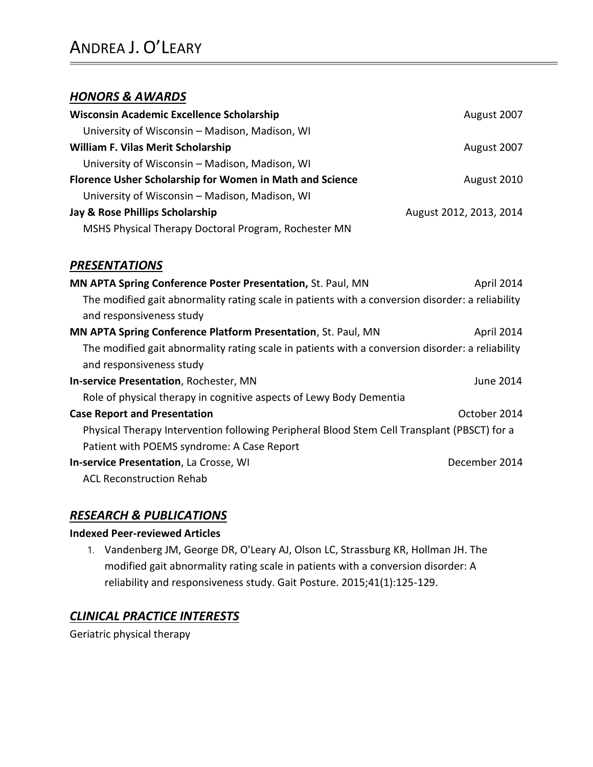# ANDREA J. O'LEARY

## *HONORS & AWARDS*

**Wisconsin Academic Excellence Scholarship** — August 2007
University of Wisconsin – Madison, Madison, WI

**William F. Vilas Merit Scholarship** — August 2007
University of Wisconsin – Madison, Madison, WI

**Florence Usher Scholarship for Women in Math and Science** — August 2010
University of Wisconsin – Madison, Madison, WI

**Jay & Rose Phillips Scholarship** — August 2012, 2013, 2014
MSHS Physical Therapy Doctoral Program, Rochester MN

## *PRESENTATIONS*

**MN APTA Spring Conference Poster Presentation,** St. Paul, MN — April 2014
The modified gait abnormality rating scale in patients with a conversion disorder: a reliability and responsiveness study

**MN APTA Spring Conference Platform Presentation**, St. Paul, MN — April 2014
The modified gait abnormality rating scale in patients with a conversion disorder: a reliability and responsiveness study

**In-service Presentation**, Rochester, MN — June 2014
Role of physical therapy in cognitive aspects of Lewy Body Dementia

**Case Report and Presentation** — October 2014
Physical Therapy Intervention following Peripheral Blood Stem Cell Transplant (PBSCT) for a Patient with POEMS syndrome: A Case Report

**In-service Presentation**, La Crosse, WI — December 2014
ACL Reconstruction Rehab

## *RESEARCH & PUBLICATIONS*

**Indexed Peer-reviewed Articles**

1. Vandenberg JM, George DR, O'Leary AJ, Olson LC, Strassburg KR, Hollman JH. The modified gait abnormality rating scale in patients with a conversion disorder: A reliability and responsiveness study. Gait Posture. 2015;41(1):125-129.

## *CLINICAL PRACTICE INTERESTS*

Geriatric physical therapy